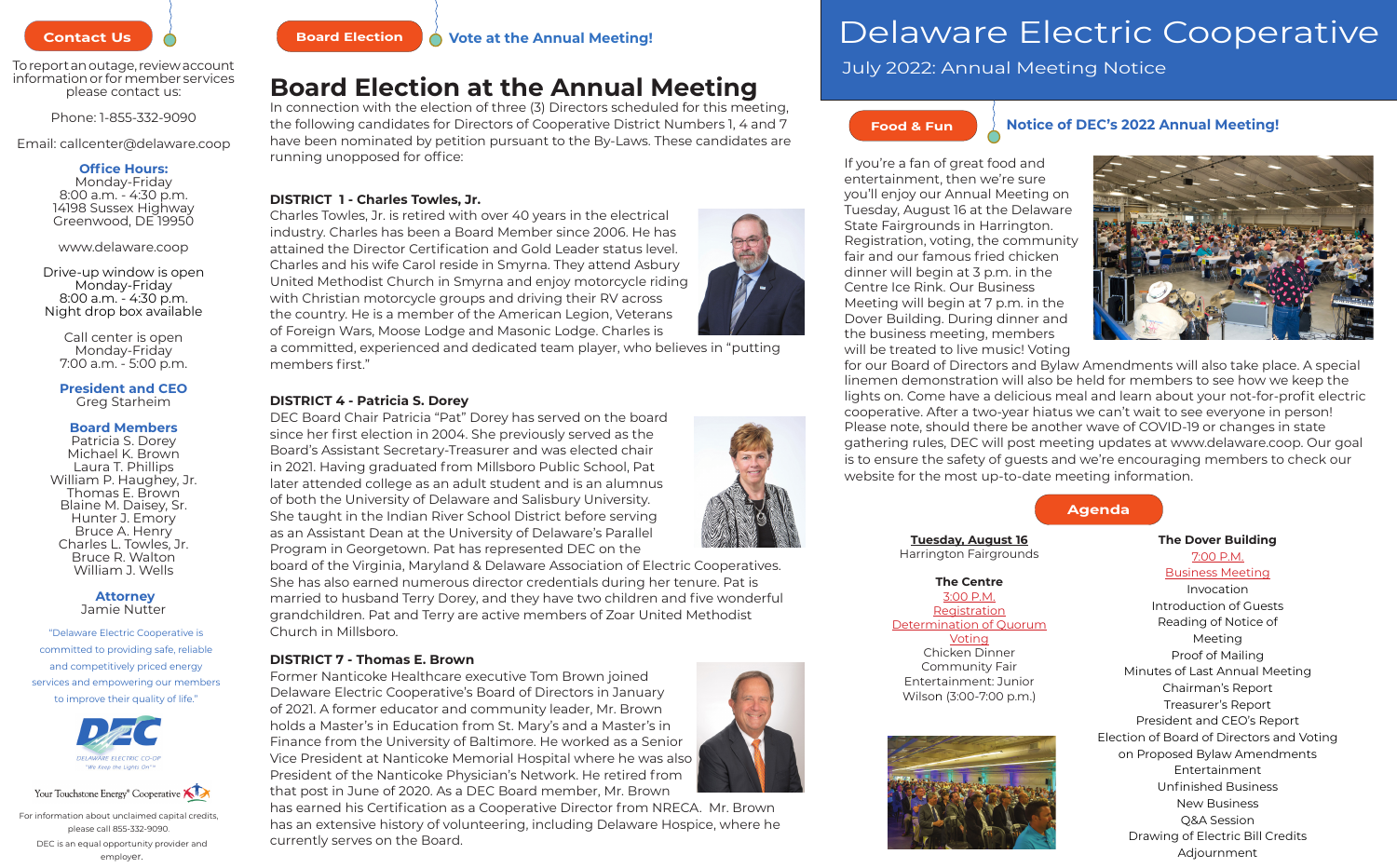# Delaware Electric Cooperative

July 2022: Annual Meeting Notice

**Contact Us**

To report an outage, review account information or for member services please contact us:

Phone: 1-855-332-9090

Email: callcenter@delaware.coop

**Office Hours:**
Monday-Friday
8:00 a.m. - 4:30 p.m.
14198 Sussex Highway
Greenwood, DE 19950

www.delaware.coop

Drive-up window is open
Monday-Friday
8:00 a.m. - 4:30 p.m.
Night drop box available

Call center is open
Monday-Friday
7:00 a.m. - 5:00 p.m.

**President and CEO**
Greg Starheim

**Board Members**
Patricia S. Dorey
Michael K. Brown
Laura T. Phillips
William P. Haughey, Jr.
Thomas E. Brown
Blaine M. Daisey, Sr.
Hunter J. Emory
Bruce A. Henry
Charles L. Towles, Jr.
Bruce R. Walton
William J. Wells

**Attorney**
Jamie Nutter

"Delaware Electric Cooperative is committed to providing safe, reliable and competitively priced energy services and empowering our members to improve their quality of life."

DELAWARE ELECTRIC CO-OP
"We Keep the Lights On"

Your Touchstone Energy® Cooperative

For information about unclaimed capital credits, please call 855-332-9090.

DEC is an equal opportunity provider and employer.

**Board Election** — Vote at the Annual Meeting!

## Board Election at the Annual Meeting

In connection with the election of three (3) Directors scheduled for this meeting, the following candidates for Directors of Cooperative District Numbers 1, 4 and 7 have been nominated by petition pursuant to the By-Laws. These candidates are running unopposed for office:

### DISTRICT 1 - Charles Towles, Jr.

Charles Towles, Jr. is retired with over 40 years in the electrical industry. Charles has been a Board Member since 2006. He has attained the Director Certification and Gold Leader status level. Charles and his wife Carol reside in Smyrna. They attend Asbury United Methodist Church in Smyrna and enjoy motorcycle riding with Christian motorcycle groups and driving their RV across the country. He is a member of the American Legion, Veterans of Foreign Wars, Moose Lodge and Masonic Lodge. Charles is a committed, experienced and dedicated team player, who believes in "putting members first."

### DISTRICT 4 - Patricia S. Dorey

DEC Board Chair Patricia "Pat" Dorey has served on the board since her first election in 2004. She previously served as the Board's Assistant Secretary-Treasurer and was elected chair in 2021. Having graduated from Millsboro Public School, Pat later attended college as an adult student and is an alumnus of both the University of Delaware and Salisbury University. She taught in the Indian River School District before serving as an Assistant Dean at the University of Delaware's Parallel Program in Georgetown. Pat has represented DEC on the board of the Virginia, Maryland & Delaware Association of Electric Cooperatives. She has also earned numerous director credentials during her tenure. Pat is married to husband Terry Dorey, and they have two children and five wonderful grandchildren. Pat and Terry are active members of Zoar United Methodist Church in Millsboro.

### DISTRICT 7 - Thomas E. Brown

Former Nanticoke Healthcare executive Tom Brown joined Delaware Electric Cooperative's Board of Directors in January of 2021. A former educator and community leader, Mr. Brown holds a Master's in Education from St. Mary's and a Master's in Finance from the University of Baltimore. He worked as a Senior Vice President at Nanticoke Memorial Hospital where he was also President of the Nanticoke Physician's Network. He retired from that post in June of 2020. As a DEC Board member, Mr. Brown has earned his Certification as a Cooperative Director from NRECA. Mr. Brown has an extensive history of volunteering, including Delaware Hospice, where he currently serves on the Board.

**Food & Fun** — Notice of DEC's 2022 Annual Meeting!

If you're a fan of great food and entertainment, then we're sure you'll enjoy our Annual Meeting on Tuesday, August 16 at the Delaware State Fairgrounds in Harrington. Registration, voting, the community fair and our famous fried chicken dinner will begin at 3 p.m. in the Centre Ice Rink. Our Business Meeting will begin at 7 p.m. in the Dover Building. During dinner and the business meeting, members will be treated to live music! Voting for our Board of Directors and Bylaw Amendments will also take place. A special linemen demonstration will also be held for members to see how we keep the lights on. Come have a delicious meal and learn about your not-for-profit electric cooperative. After a two-year hiatus we can't wait to see everyone in person! Please note, should there be another wave of COVID-19 or changes in state gathering rules, DEC will post meeting updates at www.delaware.coop. Our goal is to ensure the safety of guests and we're encouraging members to check our website for the most up-to-date meeting information.

## Agenda

**Tuesday, August 16**
Harrington Fairgrounds

**The Centre**
3:00 P.M.
Registration
Determination of Quorum
Voting
Chicken Dinner
Community Fair
Entertainment: Junior Wilson (3:00-7:00 p.m.)

**The Dover Building**
7:00 P.M.
Business Meeting
Invocation
Introduction of Guests
Reading of Notice of Meeting
Proof of Mailing
Minutes of Last Annual Meeting
Chairman's Report
Treasurer's Report
President and CEO's Report
Election of Board of Directors and Voting on Proposed Bylaw Amendments
Entertainment
Unfinished Business
New Business
Q&A Session
Drawing of Electric Bill Credits
Adjournment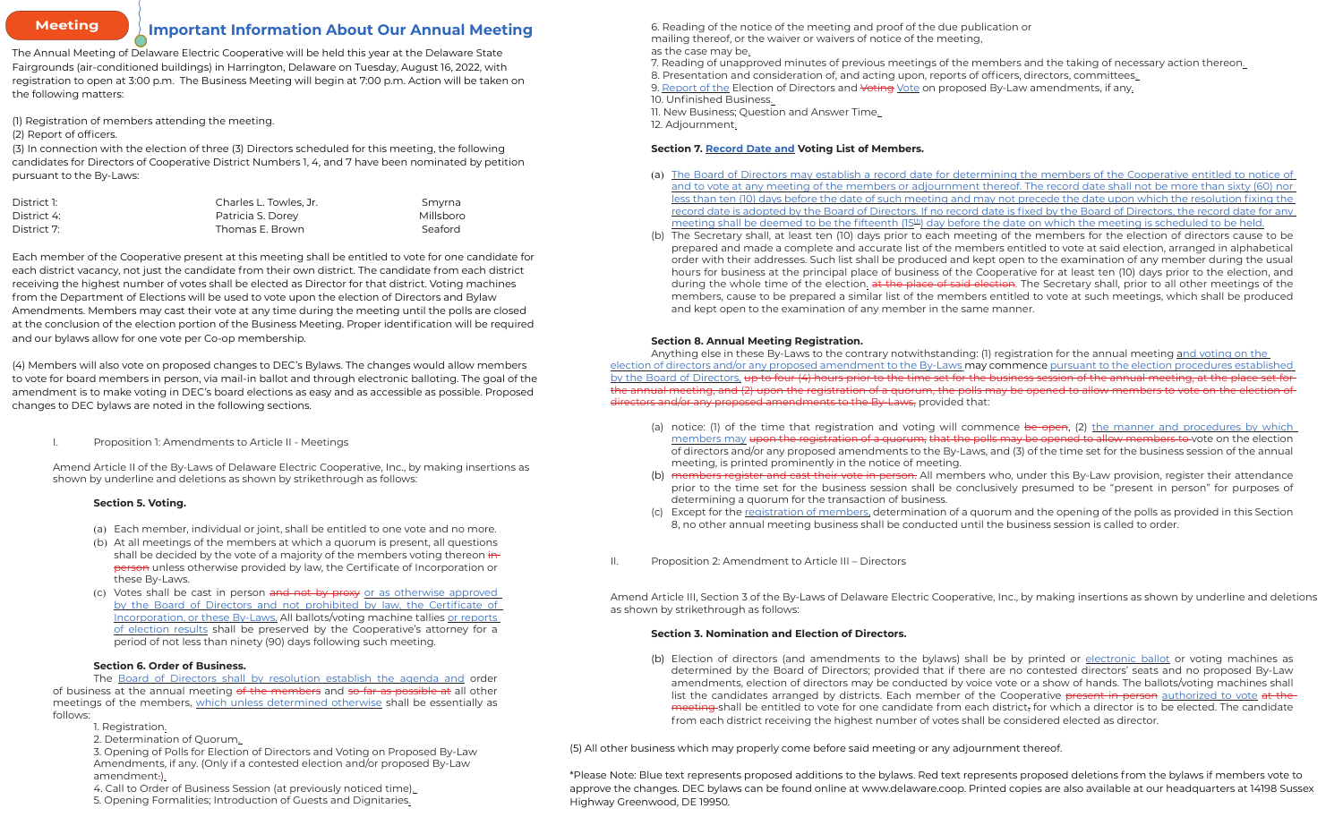**Meeting**

## Important Information About Our Annual Meeting

The Annual Meeting of Delaware Electric Cooperative will be held this year at the Delaware State Fairgrounds (air-conditioned buildings) in Harrington, Delaware on Tuesday, August 16, 2022, with registration to open at 3:00 p.m. The Business Meeting will begin at 7:00 p.m. Action will be taken on the following matters:

(1) Registration of members attending the meeting.
(2) Report of officers.
(3) In connection with the election of three (3) Directors scheduled for this meeting, the following candidates for Directors of Cooperative District Numbers 1, 4, and 7 have been nominated by petition pursuant to the By-Laws:

| | | |
|---|---|---|
| District 1: | Charles L. Towles, Jr. | Smyrna |
| District 4: | Patricia S. Dorey | Millsboro |
| District 7: | Thomas E. Brown | Seaford |

Each member of the Cooperative present at this meeting shall be entitled to vote for one candidate for each district vacancy, not just the candidate from their own district. The candidate from each district receiving the highest number of votes shall be elected as Director for that district. Voting machines from the Department of Elections will be used to vote upon the election of Directors and Bylaw Amendments. Members may cast their vote at any time during the meeting until the polls are closed at the conclusion of the election portion of the Business Meeting. Proper identification will be required and our bylaws allow for one vote per Co-op membership.

(4) Members will also vote on proposed changes to DEC's Bylaws. The changes would allow members to vote for board members in person, via mail-in ballot and through electronic balloting. The goal of the amendment is to make voting in DEC's board elections as easy and as accessible as possible. Proposed changes to DEC bylaws are noted in the following sections.

I. Proposition 1: Amendments to Article II - Meetings

Amend Article II of the By-Laws of Delaware Electric Cooperative, Inc., by making insertions as shown by underline and deletions as shown by strikethrough as follows:

**Section 5. Voting.**

(a) Each member, individual or joint, shall be entitled to one vote and no more.
(b) At all meetings of the members at which a quorum is present, all questions shall be decided by the vote of a majority of the members voting thereon ~~in person~~ unless otherwise provided by law, the Certificate of Incorporation or these By-Laws.
(c) Votes shall be cast in person ~~and not by proxy~~ <u>or as otherwise approved by the Board of Directors and not prohibited by law, the Certificate of Incorporation, or these By-Laws.</u> All ballots/voting machine tallies <u>or reports of election results</u> shall be preserved by the Cooperative's attorney for a period of not less than ninety (90) days following such meeting.

**Section 6. Order of Business.**

The <u>Board of Directors shall by resolution establish the agenda and</u> order of business at the annual meeting ~~of the members~~ and ~~so far as possible at~~ all other meetings of the members, <u>which unless determined otherwise</u> shall be essentially as follows:

1. Registration.
2. Determination of Quorum.
3. Opening of Polls for Election of Directors and Voting on Proposed By-Law Amendments, if any. (Only if a contested election and/or proposed By-Law amendment:)
4. Call to Order of Business Session (at previously noticed time).
5. Opening Formalities; Introduction of Guests and Dignitaries.
6. Reading of the notice of the meeting and proof of the due publication or mailing thereof, or the waiver or waivers of notice of the meeting, as the case may be.
7. Reading of unapproved minutes of previous meetings of the members and the taking of necessary action thereon.
8. Presentation and consideration of, and acting upon, reports of officers, directors, committees.
9. <u>Report of the</u> Election of Directors and ~~Voting~~ <u>Vote</u> on proposed By-Law amendments, if any.
10. Unfinished Business.
11. New Business; Question and Answer Time.
12. Adjournment.

**Section 7. <u>Record Date and</u> Voting List of Members.**

(a) <u>The Board of Directors may establish a record date for determining the members of the Cooperative entitled to notice of and to vote at any meeting of the members or adjournment thereof. The record date shall not be more than sixty (60) nor less than ten (10) days before the date of such meeting and may not precede the date upon which the resolution fixing the record date is adopted by the Board of Directors. If no record date is fixed by the Board of Directors, the record date for any meeting shall be deemed to be the fifteenth (15th) day before the date on which the meeting is scheduled to be held.</u>
(b) The Secretary shall, at least ten (10) days prior to each meeting of the members for the election of directors cause to be prepared and made a complete and accurate list of the members entitled to vote at said election, arranged in alphabetical order with their addresses. Such list shall be produced and kept open to the examination of any member during the usual hours for business at the principal place of business of the Cooperative for at least ten (10) days prior to the election, and during the whole time of the election~~, at the place of said election~~. The Secretary shall, prior to all other meetings of the members, cause to be prepared a similar list of the members entitled to vote at such meetings, which shall be produced and kept open to the examination of any member in the same manner.

**Section 8. Annual Meeting Registration.**

Anything else in these By-Laws to the contrary notwithstanding: (1) registration for the annual meeting <u>and voting on the election of directors and/or any proposed amendment to the By-Laws</u> may commence <u>pursuant to the election procedures established by the Board of Directors</u>, ~~up to four (4) hours prior to the time set for the business session of the annual meeting, at the place set for the annual meeting, and (2) upon the registration of a quorum, the polls may be opened to allow members to vote on the election of directors and/or any proposed amendment to the By-Laws,~~ provided that:

(a) notice: (1) of the time that registration and voting will commence ~~be open~~, (2) <u>the manner and procedures by which members may</u> ~~upon the registration of a quorum, that the polls may be opened to allow members to~~ vote on the election of directors and/or any proposed amendments to the By-Laws, and (3) of the time set for the business session of the annual meeting, is printed prominently in the notice of meeting.
(b) ~~members register and cast their vote in person.~~ All members who, under this By-Law provision, register their attendance prior to the time set for the business session shall be conclusively presumed to be "present in person" for purposes of determining a quorum for the transaction of business.
(c) Except for the <u>registration of members</u>, determination of a quorum and the opening of the polls as provided in this Section 8, no other annual meeting business shall be conducted until the business session is called to order.

II. Proposition 2: Amendment to Article III – Directors

Amend Article III, Section 3 of the By-Laws of Delaware Electric Cooperative, Inc., by making insertions as shown by underline and deletions as shown by strikethrough as follows:

**Section 3. Nomination and Election of Directors.**

(b) Election of directors (and amendments to the bylaws) shall be by printed or <u>electronic ballot</u> or voting machines as determined by the Board of Directors; provided that if there are no contested directors' seats and no proposed By-Law amendments, election of directors may be conducted by voice vote or a show of hands. The ballots/voting machines shall list the candidates arranged by districts. Each member of the Cooperative ~~present in person~~ <u>authorized to vote</u> ~~at the meeting~~ shall be entitled to vote for one candidate from each district~~,~~ for which a director is to be elected. The candidate from each district receiving the highest number of votes shall be considered elected as director.

(5) All other business which may properly come before said meeting or any adjournment thereof.

*Please Note: Blue text represents proposed additions to the bylaws. Red text represents proposed deletions from the bylaws if members vote to approve the changes. DEC bylaws can be found online at www.delaware.coop. Printed copies are also available at our headquarters at 14198 Sussex Highway Greenwood, DE 19950.